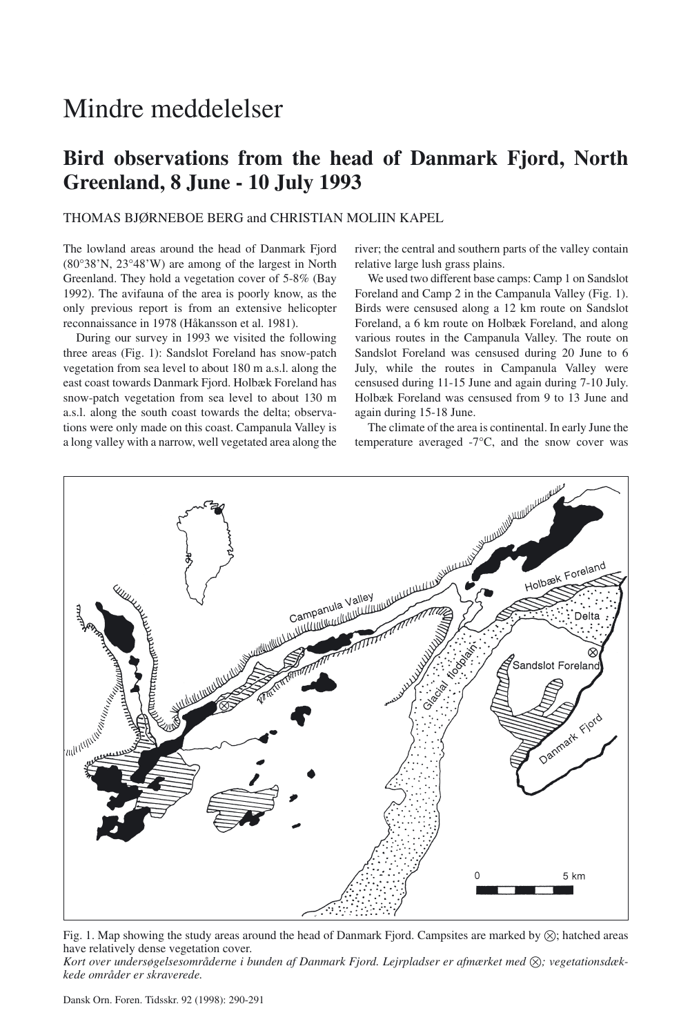# Mindre meddelelser

## Bird observations from the head of Danmark Fjord, North Greenland, 8 June - 10 July 1993

THOMAS BJØRNEBOE BERG and CHRISTIAN MOLIIN KAPEL

The lowland areas around the head of Danmark Fjord (80°38'N, 23°48'W) are among of the largest in North Greenland. They hold a vegetation cover of 5-8% (Bay 1992). The avifauna of the area is poorly know, as the only previous report is from an extensive helicopter reconnaissance in 1978 (Håkansson et al. 1981).

During our survey in 1993 we visited the following three areas (Fig. 1): Sandslot Foreland has snow-patch vegetation from sea level to about 180 m a.s.l. along the east coast towards Danmark Fjord. Holbæk Foreland has snow-patch vegetation from sea level to about 130 m a.s.l. along the south coast towards the delta; observations were only made on this coast. Campanula Valley is a long valley with a narrow, well vegetated area along the river; the central and southern parts of the valley contain relative large lush grass plains.

We used two different base camps: Camp 1 on Sandslot Foreland and Camp 2 in the Campanula Valley (Fig. 1). Birds were censused along a 12 km route on Sandslot Foreland, a 6 km route on Holbæk Foreland, and along various routes in the Campanula Valley. The route on Sandslot Foreland was censused during 20 June to 6 July, while the routes in Campanula Valley were censused during 11-15 June and again during 7-10 July. Holbæk Foreland was censused from 9 to 13 June and again during 15-18 June.

The climate of the area is continental. In early June the temperature averaged -7°C, and the snow cover was

Fig. 1. Map showing the study areas around the head of Danmark Fjord. Campsites are marked by ⊗; hatched areas have relatively dense vegetation cover.
*Kort over undersøgelsesområderne i bunden af Danmark Fjord. Lejrpladser er afmærket med ⊗; vegetationsdækkede områder er skraverede.*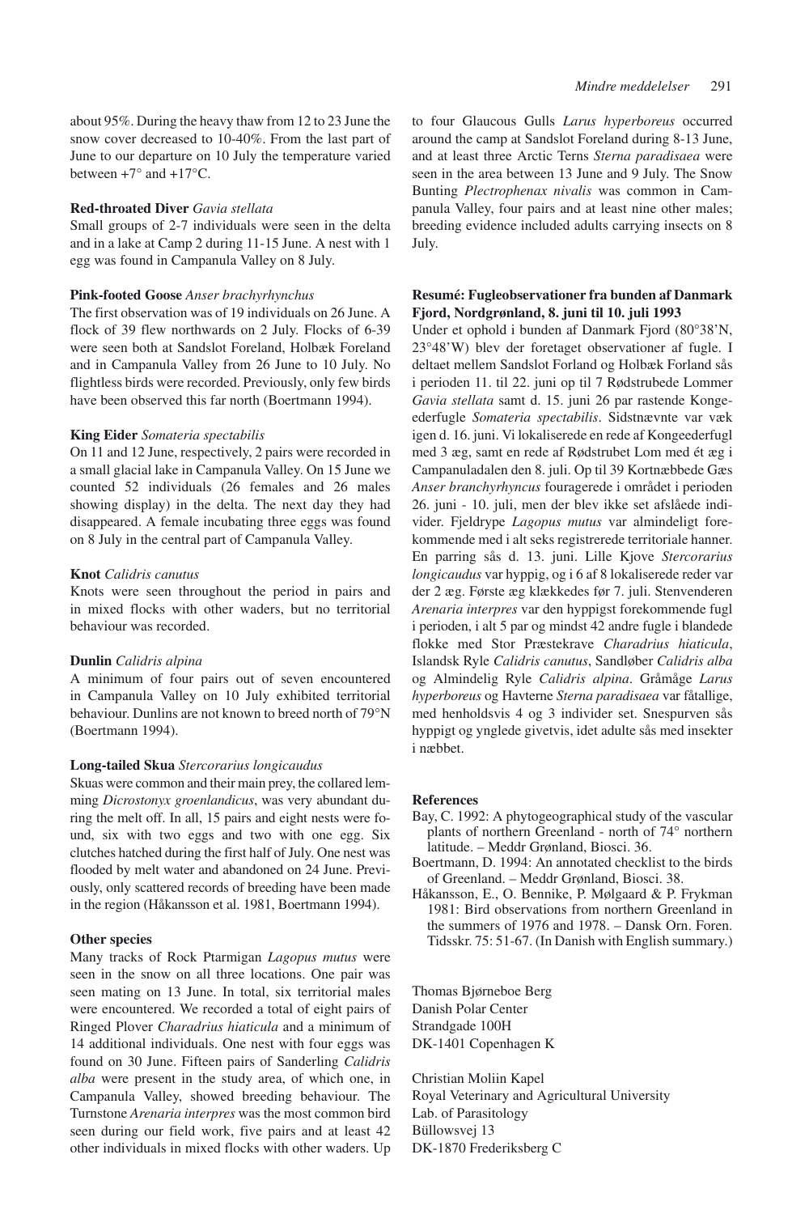about 95%. During the heavy thaw from 12 to 23 June the snow cover decreased to 10-40%. From the last part of June to our departure on 10 July the temperature varied between +7° and +17°C.

**Red-throated Diver** *Gavia stellata*

Small groups of 2-7 individuals were seen in the delta and in a lake at Camp 2 during 11-15 June. A nest with 1 egg was found in Campanula Valley on 8 July.

**Pink-footed Goose** *Anser brachyrhynchus*

The first observation was of 19 individuals on 26 June. A flock of 39 flew northwards on 2 July. Flocks of 6-39 were seen both at Sandslot Foreland, Holbæk Foreland and in Campanula Valley from 26 June to 10 July. No flightless birds were recorded. Previously, only few birds have been observed this far north (Boertmann 1994).

**King Eider** *Somateria spectabilis*

On 11 and 12 June, respectively, 2 pairs were recorded in a small glacial lake in Campanula Valley. On 15 June we counted 52 individuals (26 females and 26 males showing display) in the delta. The next day they had disappeared. A female incubating three eggs was found on 8 July in the central part of Campanula Valley.

**Knot** *Calidris canutus*

Knots were seen throughout the period in pairs and in mixed flocks with other waders, but no territorial behaviour was recorded.

**Dunlin** *Calidris alpina*

A minimum of four pairs out of seven encountered in Campanula Valley on 10 July exhibited territorial behaviour. Dunlins are not known to breed north of 79°N (Boertmann 1994).

**Long-tailed Skua** *Stercorarius longicaudus*

Skuas were common and their main prey, the collared lemming *Dicrostonyx groenlandicus*, was very abundant during the melt off. In all, 15 pairs and eight nests were found, six with two eggs and two with one egg. Six clutches hatched during the first half of July. One nest was flooded by melt water and abandoned on 24 June. Previously, only scattered records of breeding have been made in the region (Håkansson et al. 1981, Boertmann 1994).

**Other species**

Many tracks of Rock Ptarmigan *Lagopus mutus* were seen in the snow on all three locations. One pair was seen mating on 13 June. In total, six territorial males were encountered. We recorded a total of eight pairs of Ringed Plover *Charadrius hiaticula* and a minimum of 14 additional individuals. One nest with four eggs was found on 30 June. Fifteen pairs of Sanderling *Calidris alba* were present in the study area, of which one, in Campanula Valley, showed breeding behaviour. The Turnstone *Arenaria interpres* was the most common bird seen during our field work, five pairs and at least 42 other individuals in mixed flocks with other waders. Up to four Glaucous Gulls *Larus hyperboreus* occurred around the camp at Sandslot Foreland during 8-13 June, and at least three Arctic Terns *Sterna paradisaea* were seen in the area between 13 June and 9 July. The Snow Bunting *Plectrophenax nivalis* was common in Campanula Valley, four pairs and at least nine other males; breeding evidence included adults carrying insects on 8 July.

**Resumé: Fugleobservationer fra bunden af Danmark Fjord, Nordgrønland, 8. juni til 10. juli 1993**

Under et ophold i bunden af Danmark Fjord (80°38'N, 23°48'W) blev der foretaget observationer af fugle. I deltaet mellem Sandslot Forland og Holbæk Forland sås i perioden 11. til 22. juni op til 7 Rødstrubede Lommer *Gavia stellata* samt d. 15. juni 26 par rastende Kongeederfugle *Somateria spectabilis*. Sidstnævnte var væk igen d. 16. juni. Vi lokaliserede en rede af Kongeederfugl med 3 æg, samt en rede af Rødstrubet Lom med ét æg i Campanuladalen den 8. juli. Op til 39 Kortnæbbede Gæs *Anser branchyrhyncus* fouragerede i området i perioden 26. juni - 10. juli, men der blev ikke set afslåede individer. Fjeldrype *Lagopus mutus* var almindeligt forekommende med i alt seks registrerede territoriale hanner. En parring sås d. 13. juni. Lille Kjove *Stercorarius longicaudus* var hyppig, og i 6 af 8 lokaliserede reder var der 2 æg. Første æg klækkedes før 7. juli. Stenvenderen *Arenaria interpres* var den hyppigst forekommende fugl i perioden, i alt 5 par og mindst 42 andre fugle i blandede flokke med Stor Præstekrave *Charadrius hiaticula*, Islandsk Ryle *Calidris canutus*, Sandløber *Calidris alba* og Almindelig Ryle *Calidris alpina*. Gråmåge *Larus hyperboreus* og Havterne *Sterna paradisaea* var fåtallige, med henholdsvis 4 og 3 individer set. Snespurven sås hyppigt og ynglede givetvis, idet adulte sås med insekter i næbbet.

**References**

Bay, C. 1992: A phytogeographical study of the vascular plants of northern Greenland - north of 74° northern latitude. – Meddr Grønland, Biosci. 36.

Boertmann, D. 1994: An annotated checklist to the birds of Greenland. – Meddr Grønland, Biosci. 38.

Håkansson, E., O. Bennike, P. Mølgaard & P. Frykman 1981: Bird observations from northern Greenland in the summers of 1976 and 1978. – Dansk Orn. Foren. Tidsskr. 75: 51-67. (In Danish with English summary.)

Thomas Bjørneboe Berg
Danish Polar Center
Strandgade 100H
DK-1401 Copenhagen K

Christian Moliin Kapel
Royal Veterinary and Agricultural University
Lab. of Parasitology
Büllowsvej 13
DK-1870 Frederiksberg C